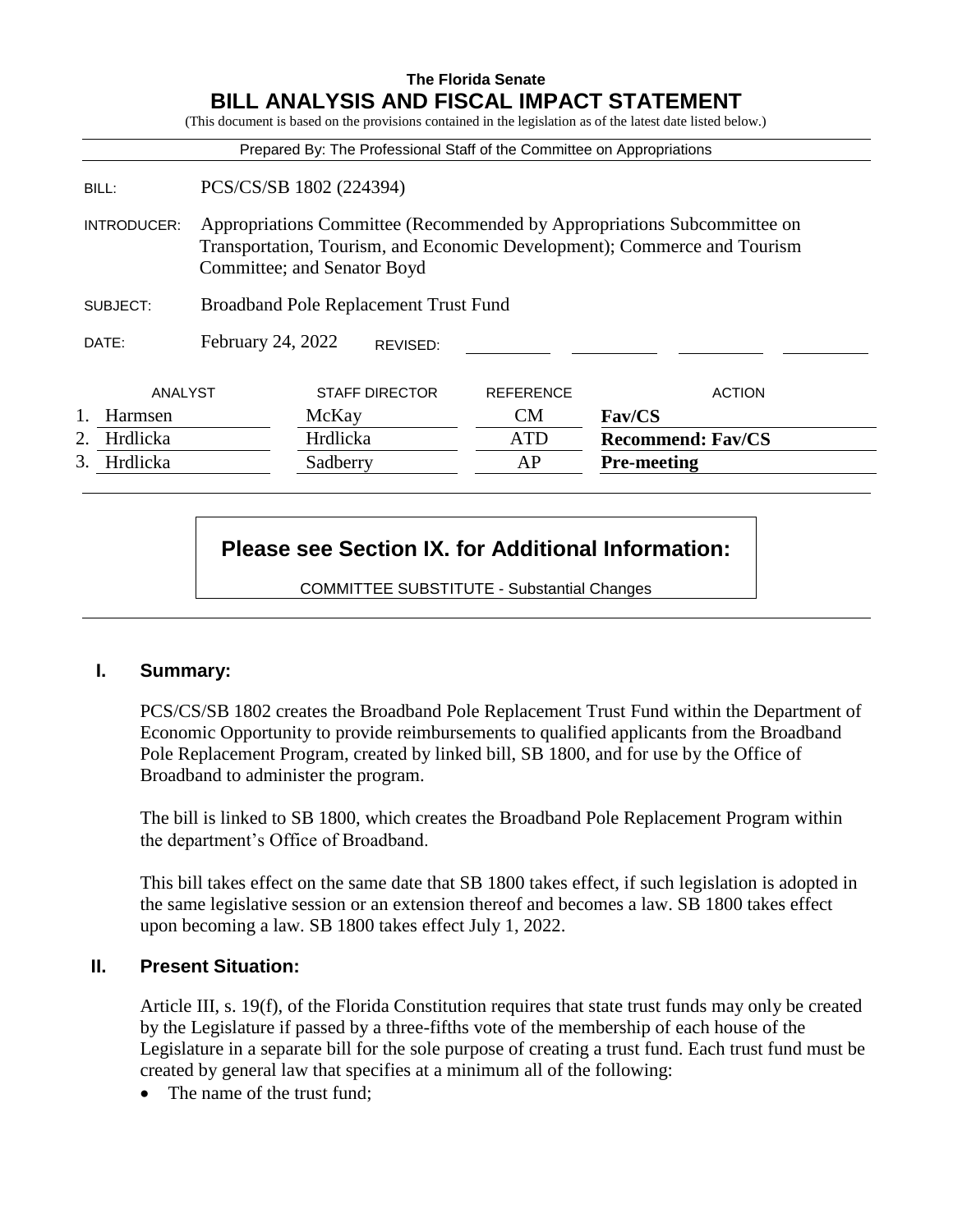**The Florida Senate**

# BILL ANALYSIS AND FISCAL IMPACT STATEMENT

(This document is based on the provisions contained in the legislation as of the latest date listed below.)

Prepared By: The Professional Staff of the Committee on Appropriations

BILL: PCS/CS/SB 1802 (224394)

INTRODUCER: Appropriations Committee (Recommended by Appropriations Subcommittee on Transportation, Tourism, and Economic Development); Commerce and Tourism Committee; and Senator Boyd

SUBJECT: Broadband Pole Replacement Trust Fund

DATE: February 24, 2022 REVISED:

| | ANALYST | STAFF DIRECTOR | REFERENCE | ACTION |
|---|---|---|---|---|
| 1. | Harmsen | McKay | CM | **Fav/CS** |
| 2. | Hrdlicka | Hrdlicka | ATD | **Recommend: Fav/CS** |
| 3. | Hrdlicka | Sadberry | AP | **Pre-meeting** |

**Please see Section IX. for Additional Information:**

COMMITTEE SUBSTITUTE - Substantial Changes

## I. Summary:

PCS/CS/SB 1802 creates the Broadband Pole Replacement Trust Fund within the Department of Economic Opportunity to provide reimbursements to qualified applicants from the Broadband Pole Replacement Program, created by linked bill, SB 1800, and for use by the Office of Broadband to administer the program.

The bill is linked to SB 1800, which creates the Broadband Pole Replacement Program within the department's Office of Broadband.

This bill takes effect on the same date that SB 1800 takes effect, if such legislation is adopted in the same legislative session or an extension thereof and becomes a law. SB 1800 takes effect upon becoming a law. SB 1800 takes effect July 1, 2022.

## II. Present Situation:

Article III, s. 19(f), of the Florida Constitution requires that state trust funds may only be created by the Legislature if passed by a three-fifths vote of the membership of each house of the Legislature in a separate bill for the sole purpose of creating a trust fund. Each trust fund must be created by general law that specifies at a minimum all of the following:

- The name of the trust fund;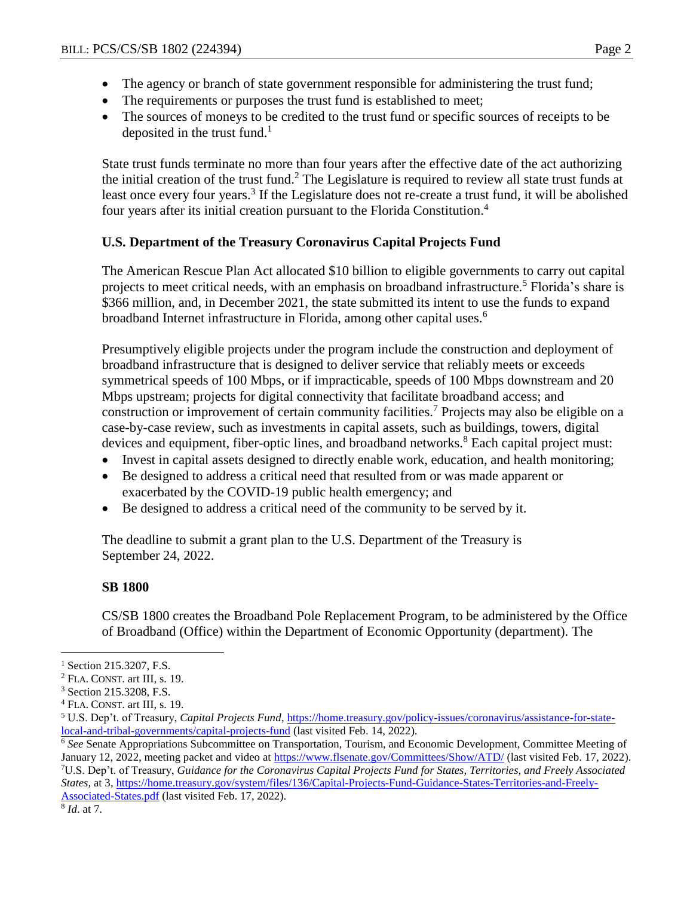- The agency or branch of state government responsible for administering the trust fund;
- The requirements or purposes the trust fund is established to meet;
- The sources of moneys to be credited to the trust fund or specific sources of receipts to be deposited in the trust fund.[1]

State trust funds terminate no more than four years after the effective date of the act authorizing the initial creation of the trust fund.[2] The Legislature is required to review all state trust funds at least once every four years.[3] If the Legislature does not re-create a trust fund, it will be abolished four years after its initial creation pursuant to the Florida Constitution.[4]

### U.S. Department of the Treasury Coronavirus Capital Projects Fund

The American Rescue Plan Act allocated $10 billion to eligible governments to carry out capital projects to meet critical needs, with an emphasis on broadband infrastructure.[5] Florida's share is $366 million, and, in December 2021, the state submitted its intent to use the funds to expand broadband Internet infrastructure in Florida, among other capital uses.[6]

Presumptively eligible projects under the program include the construction and deployment of broadband infrastructure that is designed to deliver service that reliably meets or exceeds symmetrical speeds of 100 Mbps, or if impracticable, speeds of 100 Mbps downstream and 20 Mbps upstream; projects for digital connectivity that facilitate broadband access; and construction or improvement of certain community facilities.[7] Projects may also be eligible on a case-by-case review, such as investments in capital assets, such as buildings, towers, digital devices and equipment, fiber-optic lines, and broadband networks.[8] Each capital project must:

- Invest in capital assets designed to directly enable work, education, and health monitoring;
- Be designed to address a critical need that resulted from or was made apparent or exacerbated by the COVID-19 public health emergency; and
- Be designed to address a critical need of the community to be served by it.

The deadline to submit a grant plan to the U.S. Department of the Treasury is September 24, 2022.

### SB 1800

CS/SB 1800 creates the Broadband Pole Replacement Program, to be administered by the Office of Broadband (Office) within the Department of Economic Opportunity (department). The

---

[1] Section 215.3207, F.S.

[2] FLA. CONST. art III, s. 19.

[3] Section 215.3208, F.S.

[4] FLA. CONST. art III, s. 19.

[5] U.S. Dep't. of Treasury, *Capital Projects Fund*, https://home.treasury.gov/policy-issues/coronavirus/assistance-for-state-local-and-tribal-governments/capital-projects-fund (last visited Feb. 14, 2022).

[6] *See* Senate Appropriations Subcommittee on Transportation, Tourism, and Economic Development, Committee Meeting of January 12, 2022, meeting packet and video at https://www.flsenate.gov/Committees/Show/ATD/ (last visited Feb. 17, 2022).

[7] U.S. Dep't. of Treasury, *Guidance for the Coronavirus Capital Projects Fund for States, Territories, and Freely Associated States,* at 3, https://home.treasury.gov/system/files/136/Capital-Projects-Fund-Guidance-States-Territories-and-Freely-Associated-States.pdf (last visited Feb. 17, 2022).

[8] *Id*. at 7.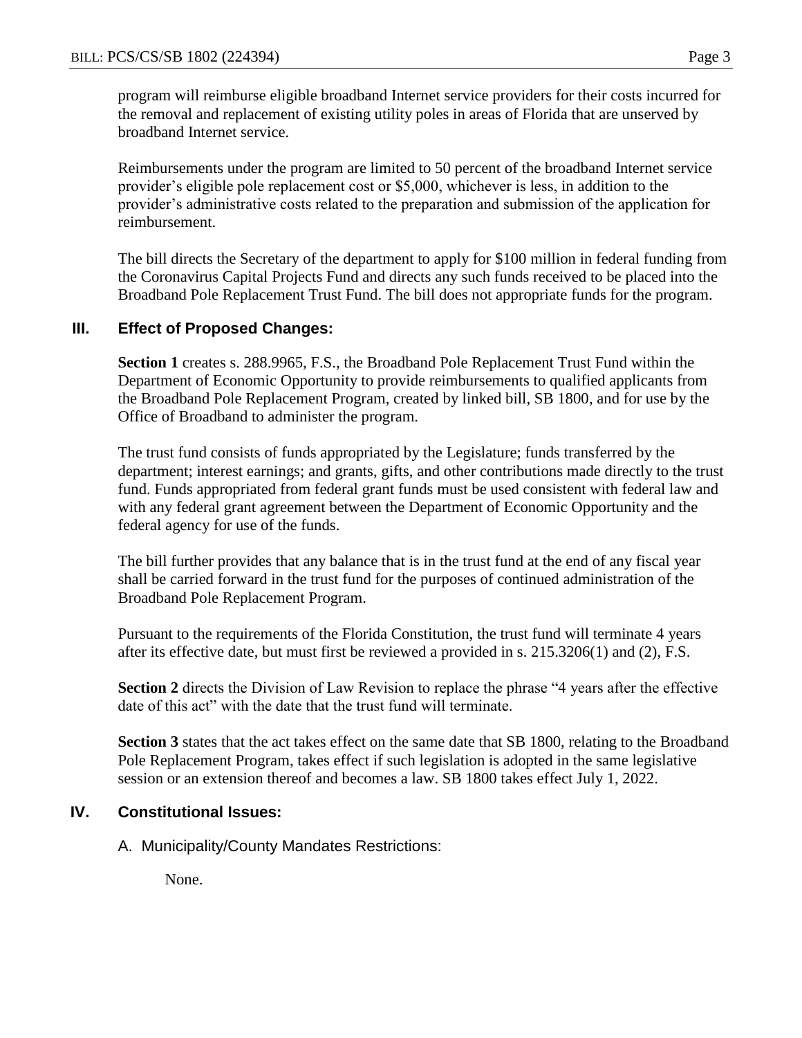program will reimburse eligible broadband Internet service providers for their costs incurred for the removal and replacement of existing utility poles in areas of Florida that are unserved by broadband Internet service.

Reimbursements under the program are limited to 50 percent of the broadband Internet service provider's eligible pole replacement cost or $5,000, whichever is less, in addition to the provider's administrative costs related to the preparation and submission of the application for reimbursement.

The bill directs the Secretary of the department to apply for $100 million in federal funding from the Coronavirus Capital Projects Fund and directs any such funds received to be placed into the Broadband Pole Replacement Trust Fund. The bill does not appropriate funds for the program.

## III. Effect of Proposed Changes:

**Section 1** creates s. 288.9965, F.S., the Broadband Pole Replacement Trust Fund within the Department of Economic Opportunity to provide reimbursements to qualified applicants from the Broadband Pole Replacement Program, created by linked bill, SB 1800, and for use by the Office of Broadband to administer the program.

The trust fund consists of funds appropriated by the Legislature; funds transferred by the department; interest earnings; and grants, gifts, and other contributions made directly to the trust fund. Funds appropriated from federal grant funds must be used consistent with federal law and with any federal grant agreement between the Department of Economic Opportunity and the federal agency for use of the funds.

The bill further provides that any balance that is in the trust fund at the end of any fiscal year shall be carried forward in the trust fund for the purposes of continued administration of the Broadband Pole Replacement Program.

Pursuant to the requirements of the Florida Constitution, the trust fund will terminate 4 years after its effective date, but must first be reviewed a provided in s. 215.3206(1) and (2), F.S.

**Section 2** directs the Division of Law Revision to replace the phrase "4 years after the effective date of this act" with the date that the trust fund will terminate.

**Section 3** states that the act takes effect on the same date that SB 1800, relating to the Broadband Pole Replacement Program, takes effect if such legislation is adopted in the same legislative session or an extension thereof and becomes a law. SB 1800 takes effect July 1, 2022.

## IV. Constitutional Issues:

A. Municipality/County Mandates Restrictions:

None.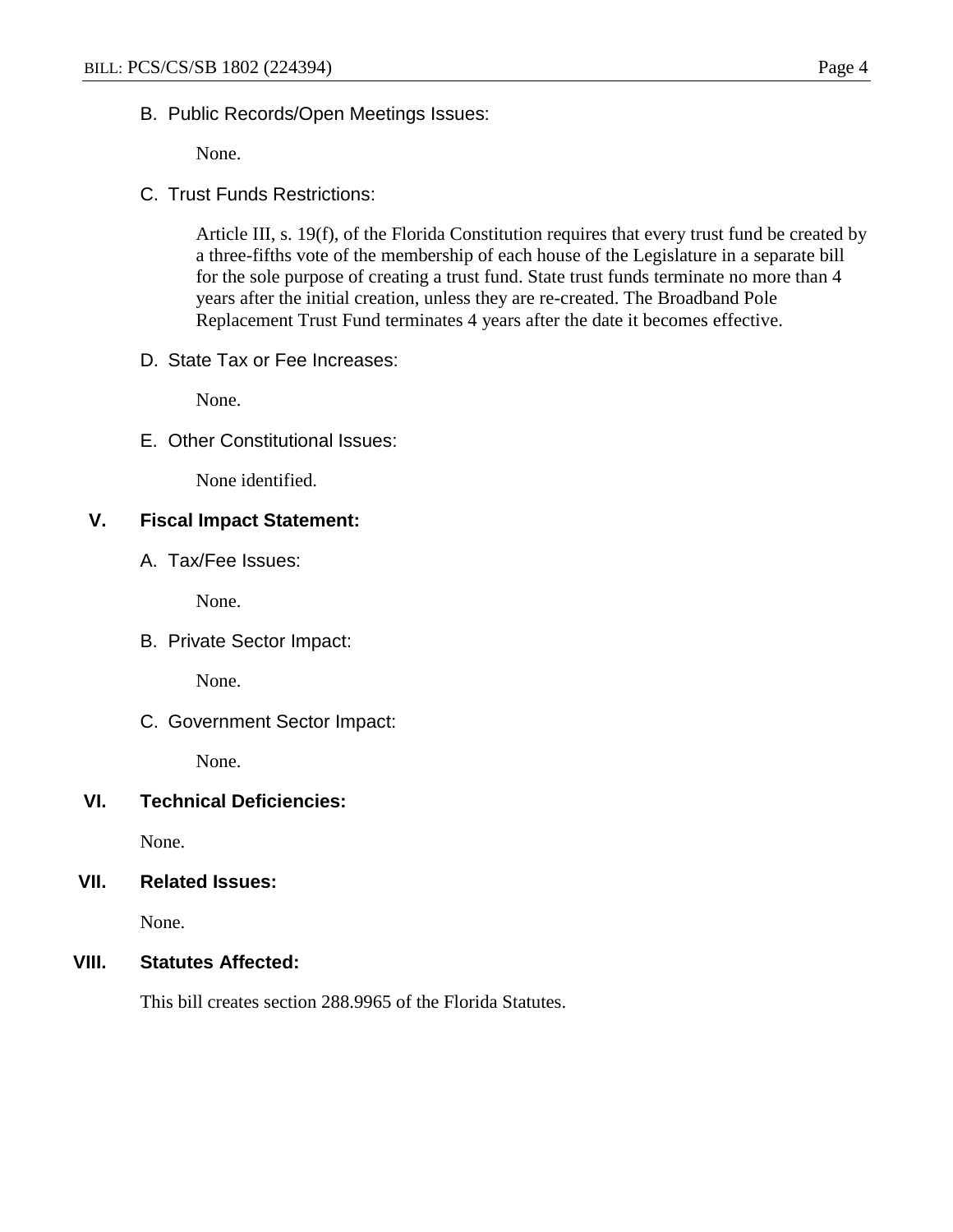B. Public Records/Open Meetings Issues:

None.

C. Trust Funds Restrictions:

Article III, s. 19(f), of the Florida Constitution requires that every trust fund be created by a three-fifths vote of the membership of each house of the Legislature in a separate bill for the sole purpose of creating a trust fund. State trust funds terminate no more than 4 years after the initial creation, unless they are re-created. The Broadband Pole Replacement Trust Fund terminates 4 years after the date it becomes effective.

D. State Tax or Fee Increases:

None.

E. Other Constitutional Issues:

None identified.

## V. Fiscal Impact Statement:

A. Tax/Fee Issues:

None.

B. Private Sector Impact:

None.

C. Government Sector Impact:

None.

## VI. Technical Deficiencies:

None.

## VII. Related Issues:

None.

## VIII. Statutes Affected:

This bill creates section 288.9965 of the Florida Statutes.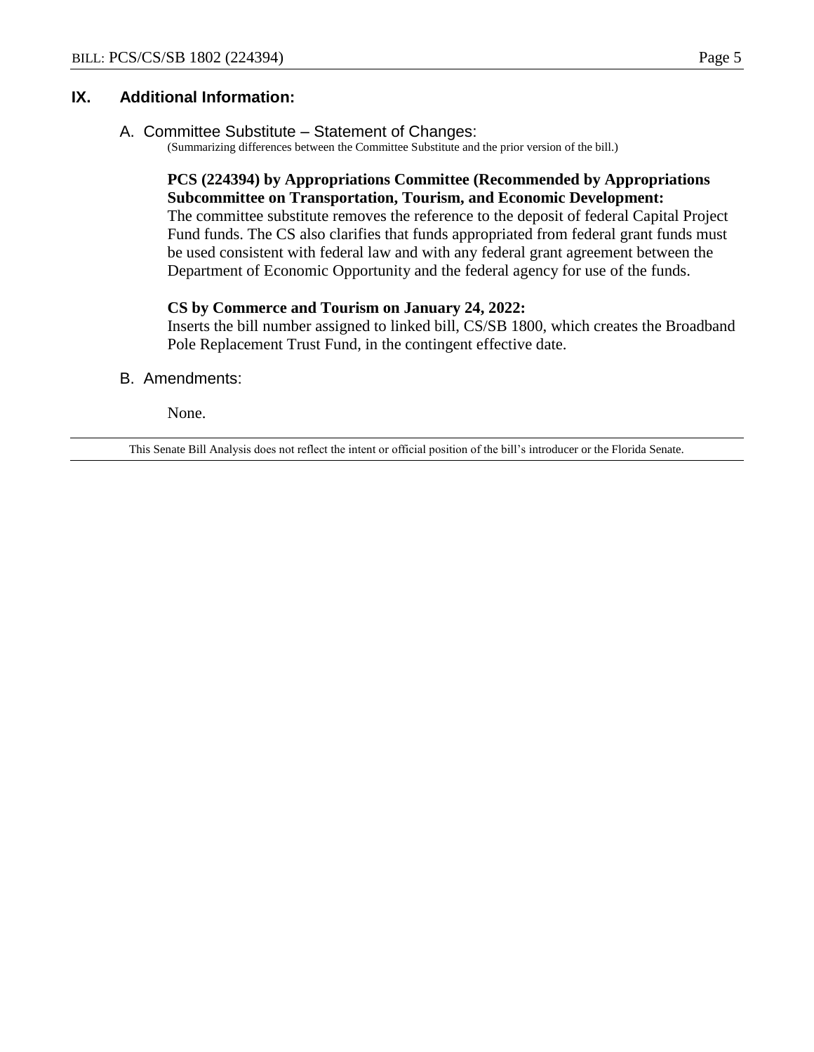## IX. Additional Information:

### A. Committee Substitute – Statement of Changes:

(Summarizing differences between the Committee Substitute and the prior version of the bill.)

**PCS (224394) by Appropriations Committee (Recommended by Appropriations Subcommittee on Transportation, Tourism, and Economic Development:**
The committee substitute removes the reference to the deposit of federal Capital Project Fund funds. The CS also clarifies that funds appropriated from federal grant funds must be used consistent with federal law and with any federal grant agreement between the Department of Economic Opportunity and the federal agency for use of the funds.

**CS by Commerce and Tourism on January 24, 2022:**
Inserts the bill number assigned to linked bill, CS/SB 1800, which creates the Broadband Pole Replacement Trust Fund, in the contingent effective date.

### B. Amendments:

None.

This Senate Bill Analysis does not reflect the intent or official position of the bill's introducer or the Florida Senate.